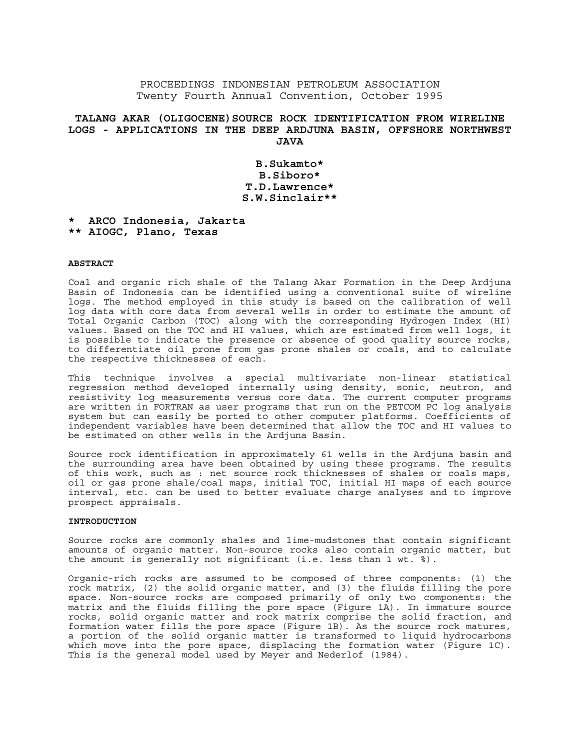PROCEEDINGS INDONESIAN PETROLEUM ASSOCIATION
Twenty Fourth Annual Convention, October 1995

# TALANG AKAR (OLIGOCENE) SOURCE ROCK IDENTIFICATION FROM WIRELINE LOGS - APPLICATIONS IN THE DEEP ARDJUNA BASIN, OFFSHORE NORTHWEST JAVA

**B.Sukamto***
**B.Siboro***
**T.D.Lawrence***
**S.W.Sinclair****

**\* ARCO Indonesia, Jakarta**
**\*\* AIOGC, Plano, Texas**

## ABSTRACT

Coal and organic rich shale of the Talang Akar Formation in the Deep Ardjuna Basin of Indonesia can be identified using a conventional suite of wireline logs. The method employed in this study is based on the calibration of well log data with core data from several wells in order to estimate the amount of Total Organic Carbon (TOC) along with the corresponding Hydrogen Index (HI) values. Based on the TOC and HI values, which are estimated from well logs, it is possible to indicate the presence or absence of good quality source rocks, to differentiate oil prone from gas prone shales or coals, and to calculate the respective thicknesses of each.

This technique involves a special multivariate non-linear statistical regression method developed internally using density, sonic, neutron, and resistivity log measurements versus core data. The current computer programs are written in FORTRAN as user programs that run on the PETCOM PC log analysis system but can easily be ported to other computer platforms. Coefficients of independent variables have been determined that allow the TOC and HI values to be estimated on other wells in the Ardjuna Basin.

Source rock identification in approximately 61 wells in the Ardjuna basin and the surrounding area have been obtained by using these programs. The results of this work, such as : net source rock thicknesses of shales or coals maps, oil or gas prone shale/coal maps, initial TOC, initial HI maps of each source interval, etc. can be used to better evaluate charge analyses and to improve prospect appraisals.

## INTRODUCTION

Source rocks are commonly shales and lime-mudstones that contain significant amounts of organic matter. Non-source rocks also contain organic matter, but the amount is generally not significant (i.e. less than 1 wt. %).

Organic-rich rocks are assumed to be composed of three components: (1) the rock matrix, (2) the solid organic matter, and (3) the fluids filling the pore space. Non-source rocks are composed primarily of only two components: the matrix and the fluids filling the pore space (Figure 1A). In immature source rocks, solid organic matter and rock matrix comprise the solid fraction, and formation water fills the pore space (Figure 1B). As the source rock matures, a portion of the solid organic matter is transformed to liquid hydrocarbons which move into the pore space, displacing the formation water (Figure 1C). This is the general model used by Meyer and Nederlof (1984).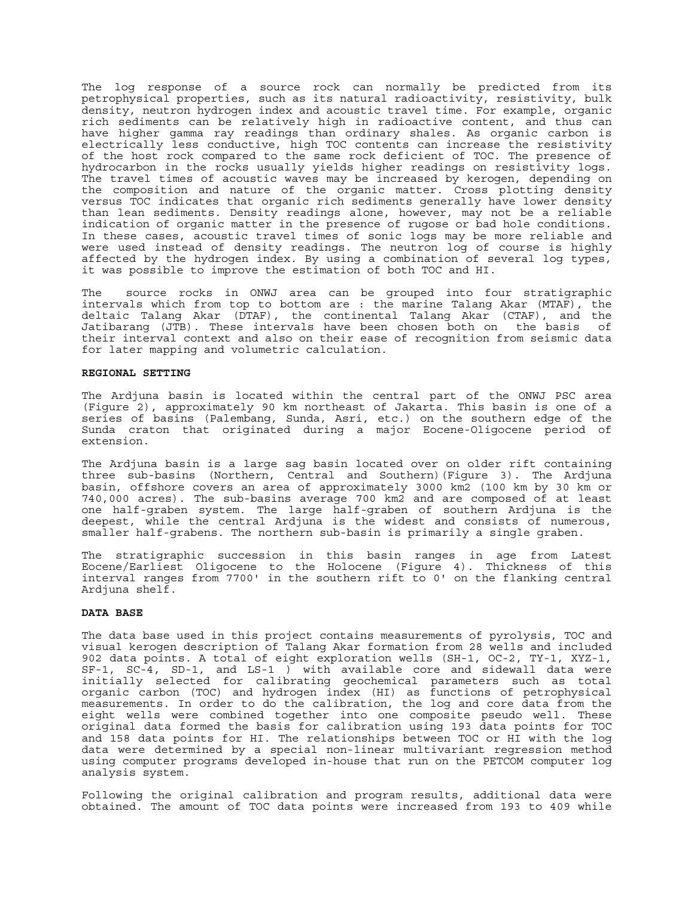The log response of a source rock can normally be predicted from its petrophysical properties, such as its natural radioactivity, resistivity, bulk density, neutron hydrogen index and acoustic travel time. For example, organic rich sediments can be relatively high in radioactive content, and thus can have higher gamma ray readings than ordinary shales. As organic carbon is electrically less conductive, high TOC contents can increase the resistivity of the host rock compared to the same rock deficient of TOC. The presence of hydrocarbon in the rocks usually yields higher readings on resistivity logs. The travel times of acoustic waves may be increased by kerogen, depending on the composition and nature of the organic matter. Cross plotting density versus TOC indicates that organic rich sediments generally have lower density than lean sediments. Density readings alone, however, may not be a reliable indication of organic matter in the presence of rugose or bad hole conditions. In these cases, acoustic travel times of sonic logs may be more reliable and were used instead of density readings. The neutron log of course is highly affected by the hydrogen index. By using a combination of several log types, it was possible to improve the estimation of both TOC and HI.

The source rocks in ONWJ area can be grouped into four stratigraphic intervals which from top to bottom are : the marine Talang Akar (MTAF), the deltaic Talang Akar (DTAF), the continental Talang Akar (CTAF), and the Jatibarang (JTB). These intervals have been chosen both on the basis of their interval context and also on their ease of recognition from seismic data for later mapping and volumetric calculation.

## REGIONAL SETTING

The Ardjuna basin is located within the central part of the ONWJ PSC area (Figure 2), approximately 90 km northeast of Jakarta. This basin is one of a series of basins (Palembang, Sunda, Asri, etc.) on the southern edge of the Sunda craton that originated during a major Eocene-Oligocene period of extension.

The Ardjuna basin is a large sag basin located over on older rift containing three sub-basins (Northern, Central and Southern)(Figure 3). The Ardjuna basin, offshore covers an area of approximately 3000 km2 (100 km by 30 km or 740,000 acres). The sub-basins average 700 km2 and are composed of at least one half-graben system. The large half-graben of southern Ardjuna is the deepest, while the central Ardjuna is the widest and consists of numerous, smaller half-grabens. The northern sub-basin is primarily a single graben.

The stratigraphic succession in this basin ranges in age from Latest Eocene/Earliest Oligocene to the Holocene (Figure 4). Thickness of this interval ranges from 7700' in the southern rift to 0' on the flanking central Ardjuna shelf.

## DATA BASE

The data base used in this project contains measurements of pyrolysis, TOC and visual kerogen description of Talang Akar formation from 28 wells and included 902 data points. A total of eight exploration wells (SH-1, OC-2, TY-1, XYZ-1, SF-1, SC-4, SD-1, and LS-1 ) with available core and sidewall data were initially selected for calibrating geochemical parameters such as total organic carbon (TOC) and hydrogen index (HI) as functions of petrophysical measurements. In order to do the calibration, the log and core data from the eight wells were combined together into one composite pseudo well. These original data formed the basis for calibration using 193 data points for TOC and 158 data points for HI. The relationships between TOC or HI with the log data were determined by a special non-linear multivariant regression method using computer programs developed in-house that run on the PETCOM computer log analysis system.

Following the original calibration and program results, additional data were obtained. The amount of TOC data points were increased from 193 to 409 while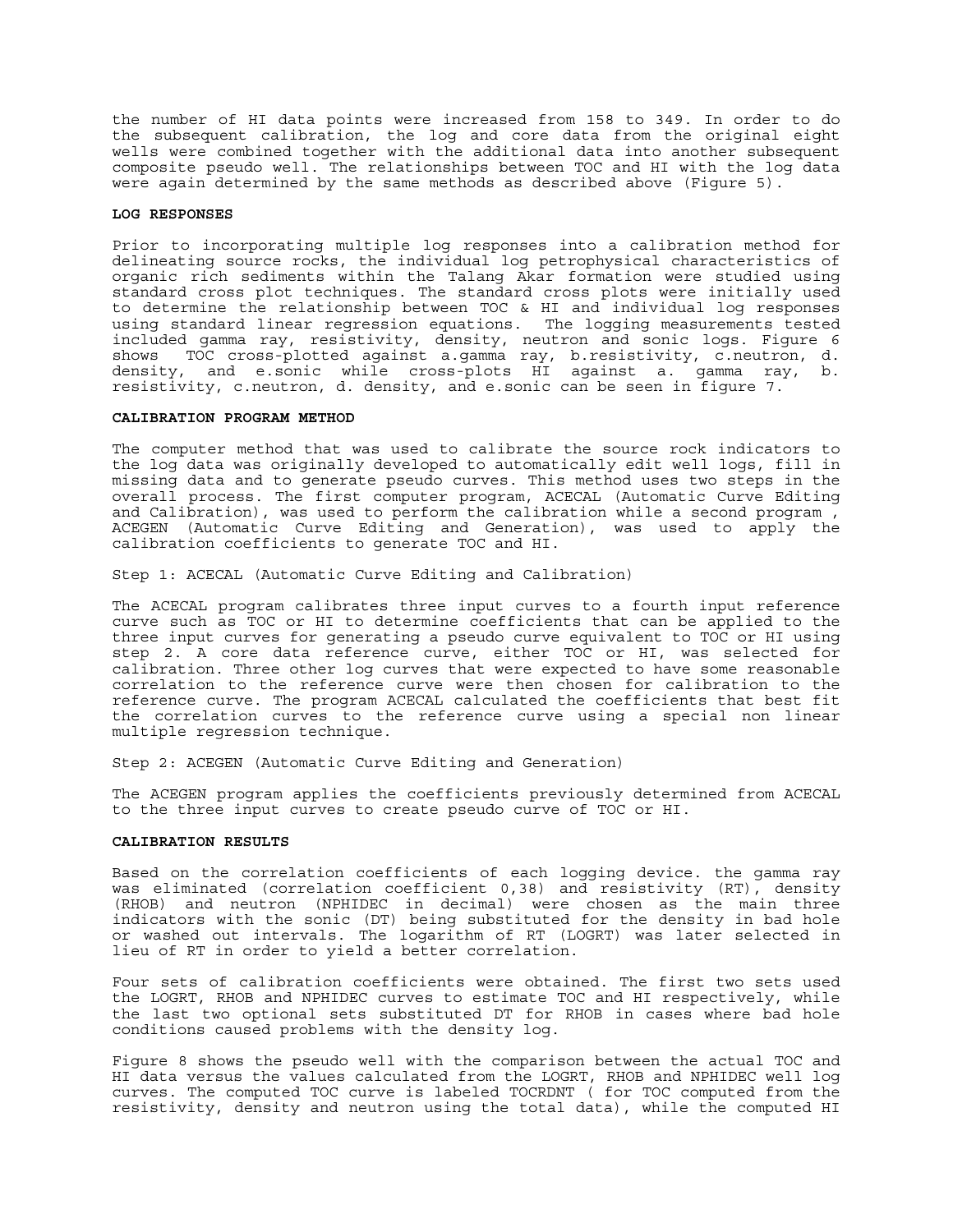the number of HI data points were increased from 158 to 349. In order to do the subsequent calibration, the log and core data from the original eight wells were combined together with the additional data into another subsequent composite pseudo well. The relationships between TOC and HI with the log data were again determined by the same methods as described above (Figure 5).

**LOG RESPONSES**

Prior to incorporating multiple log responses into a calibration method for delineating source rocks, the individual log petrophysical characteristics of organic rich sediments within the Talang Akar formation were studied using standard cross plot techniques. The standard cross plots were initially used to determine the relationship between TOC & HI and individual log responses using standard linear regression equations. The logging measurements tested included gamma ray, resistivity, density, neutron and sonic logs. Figure 6 shows TOC cross-plotted against a.gamma ray, b.resistivity, c.neutron, d. density, and e.sonic while cross-plots HI against a. gamma ray, b. resistivity, c.neutron, d. density, and e.sonic can be seen in figure 7.

**CALIBRATION PROGRAM METHOD**

The computer method that was used to calibrate the source rock indicators to the log data was originally developed to automatically edit well logs, fill in missing data and to generate pseudo curves. This method uses two steps in the overall process. The first computer program, ACECAL (Automatic Curve Editing and Calibration), was used to perform the calibration while a second program , ACEGEN (Automatic Curve Editing and Generation), was used to apply the calibration coefficients to generate TOC and HI.

Step 1: ACECAL (Automatic Curve Editing and Calibration)

The ACECAL program calibrates three input curves to a fourth input reference curve such as TOC or HI to determine coefficients that can be applied to the three input curves for generating a pseudo curve equivalent to TOC or HI using step 2. A core data reference curve, either TOC or HI, was selected for calibration. Three other log curves that were expected to have some reasonable correlation to the reference curve were then chosen for calibration to the reference curve. The program ACECAL calculated the coefficients that best fit the correlation curves to the reference curve using a special non linear multiple regression technique.

Step 2: ACEGEN (Automatic Curve Editing and Generation)

The ACEGEN program applies the coefficients previously determined from ACECAL to the three input curves to create pseudo curve of TOC or HI.

**CALIBRATION RESULTS**

Based on the correlation coefficients of each logging device. the gamma ray was eliminated (correlation coefficient 0,38) and resistivity (RT), density (RHOB) and neutron (NPHIDEC in decimal) were chosen as the main three indicators with the sonic (DT) being substituted for the density in bad hole or washed out intervals. The logarithm of RT (LOGRT) was later selected in lieu of RT in order to yield a better correlation.

Four sets of calibration coefficients were obtained. The first two sets used the LOGRT, RHOB and NPHIDEC curves to estimate TOC and HI respectively, while the last two optional sets substituted DT for RHOB in cases where bad hole conditions caused problems with the density log.

Figure 8 shows the pseudo well with the comparison between the actual TOC and HI data versus the values calculated from the LOGRT, RHOB and NPHIDEC well log curves. The computed TOC curve is labeled TOCRDNT ( for TOC computed from the resistivity, density and neutron using the total data), while the computed HI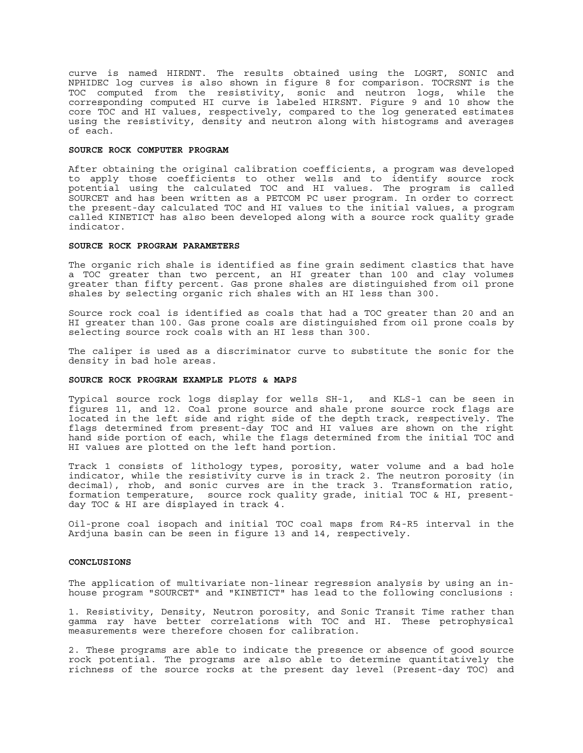curve is named HIRDNT. The results obtained using the LOGRT, SONIC and NPHIDEC log curves is also shown in figure 8 for comparison. TOCRSNT is the TOC computed from the resistivity, sonic and neutron logs, while the corresponding computed HI curve is labeled HIRSNT. Figure 9 and 10 show the core TOC and HI values, respectively, compared to the log generated estimates using the resistivity, density and neutron along with histograms and averages of each.

### SOURCE ROCK COMPUTER PROGRAM

After obtaining the original calibration coefficients, a program was developed to apply those coefficients to other wells and to identify source rock potential using the calculated TOC and HI values. The program is called SOURCET and has been written as a PETCOM PC user program. In order to correct the present-day calculated TOC and HI values to the initial values, a program called KINETICT has also been developed along with a source rock quality grade indicator.

### SOURCE ROCK PROGRAM PARAMETERS

The organic rich shale is identified as fine grain sediment clastics that have a TOC greater than two percent, an HI greater than 100 and clay volumes greater than fifty percent. Gas prone shales are distinguished from oil prone shales by selecting organic rich shales with an HI less than 300.

Source rock coal is identified as coals that had a TOC greater than 20 and an HI greater than 100. Gas prone coals are distinguished from oil prone coals by selecting source rock coals with an HI less than 300.

The caliper is used as a discriminator curve to substitute the sonic for the density in bad hole areas.

### SOURCE ROCK PROGRAM EXAMPLE PLOTS & MAPS

Typical source rock logs display for wells SH-1, and KLS-1 can be seen in figures 11, and 12. Coal prone source and shale prone source rock flags are located in the left side and right side of the depth track, respectively. The flags determined from present-day TOC and HI values are shown on the right hand side portion of each, while the flags determined from the initial TOC and HI values are plotted on the left hand portion.

Track 1 consists of lithology types, porosity, water volume and a bad hole indicator, while the resistivity curve is in track 2. The neutron porosity (in decimal), rhob, and sonic curves are in the track 3. Transformation ratio, formation temperature, source rock quality grade, initial TOC & HI, present-day TOC & HI are displayed in track 4.

Oil-prone coal isopach and initial TOC coal maps from R4-R5 interval in the Ardjuna basin can be seen in figure 13 and 14, respectively.

### CONCLUSIONS

The application of multivariate non-linear regression analysis by using an in-house program "SOURCET" and "KINETICT" has lead to the following conclusions :

1. Resistivity, Density, Neutron porosity, and Sonic Transit Time rather than gamma ray have better correlations with TOC and HI. These petrophysical measurements were therefore chosen for calibration.

2. These programs are able to indicate the presence or absence of good source rock potential. The programs are also able to determine quantitatively the richness of the source rocks at the present day level (Present-day TOC) and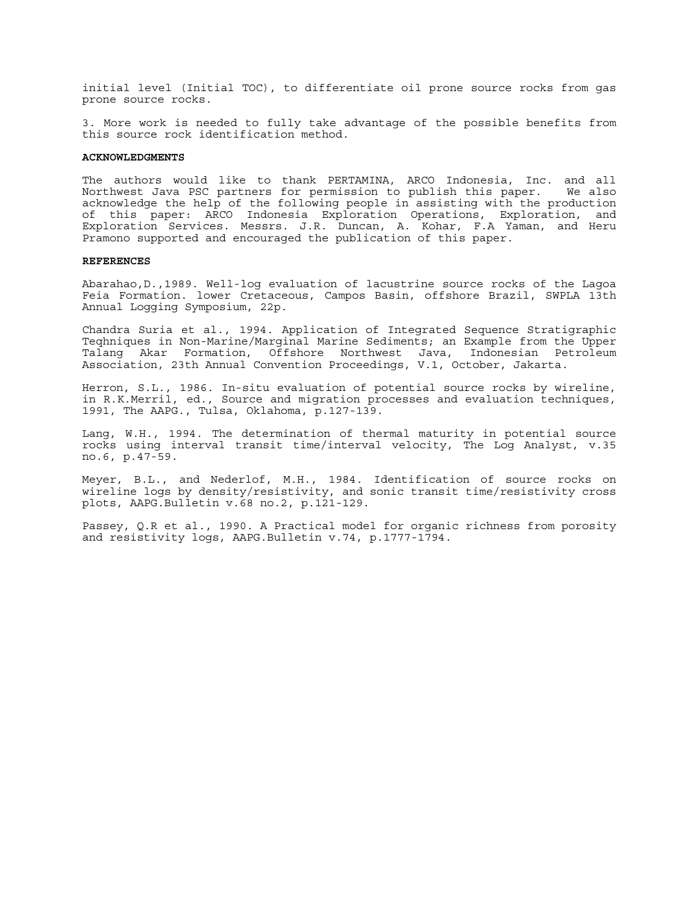initial level (Initial TOC), to differentiate oil prone source rocks from gas prone source rocks.

3. More work is needed to fully take advantage of the possible benefits from this source rock identification method.

**ACKNOWLEDGMENTS**

The authors would like to thank PERTAMINA, ARCO Indonesia, Inc. and all Northwest Java PSC partners for permission to publish this paper. We also acknowledge the help of the following people in assisting with the production of this paper: ARCO Indonesia Exploration Operations, Exploration, and Exploration Services. Messrs. J.R. Duncan, A. Kohar, F.A Yaman, and Heru Pramono supported and encouraged the publication of this paper.

**REFERENCES**

Abarahao,D.,1989. Well-log evaluation of lacustrine source rocks of the Lagoa Feia Formation. lower Cretaceous, Campos Basin, offshore Brazil, SWPLA 13th Annual Logging Symposium, 22p.

Chandra Suria et al., 1994. Application of Integrated Sequence Stratigraphic Teqhniques in Non-Marine/Marginal Marine Sediments; an Example from the Upper Talang Akar Formation, Offshore Northwest Java, Indonesian Petroleum Association, 23th Annual Convention Proceedings, V.1, October, Jakarta.

Herron, S.L., 1986. In-situ evaluation of potential source rocks by wireline, in R.K.Merril, ed., Source and migration processes and evaluation techniques, 1991, The AAPG., Tulsa, Oklahoma, p.127-139.

Lang, W.H., 1994. The determination of thermal maturity in potential source rocks using interval transit time/interval velocity, The Log Analyst, v.35 no.6, p.47-59.

Meyer, B.L., and Nederlof, M.H., 1984. Identification of source rocks on wireline logs by density/resistivity, and sonic transit time/resistivity cross plots, AAPG.Bulletin v.68 no.2, p.121-129.

Passey, Q.R et al., 1990. A Practical model for organic richness from porosity and resistivity logs, AAPG.Bulletin v.74, p.1777-1794.